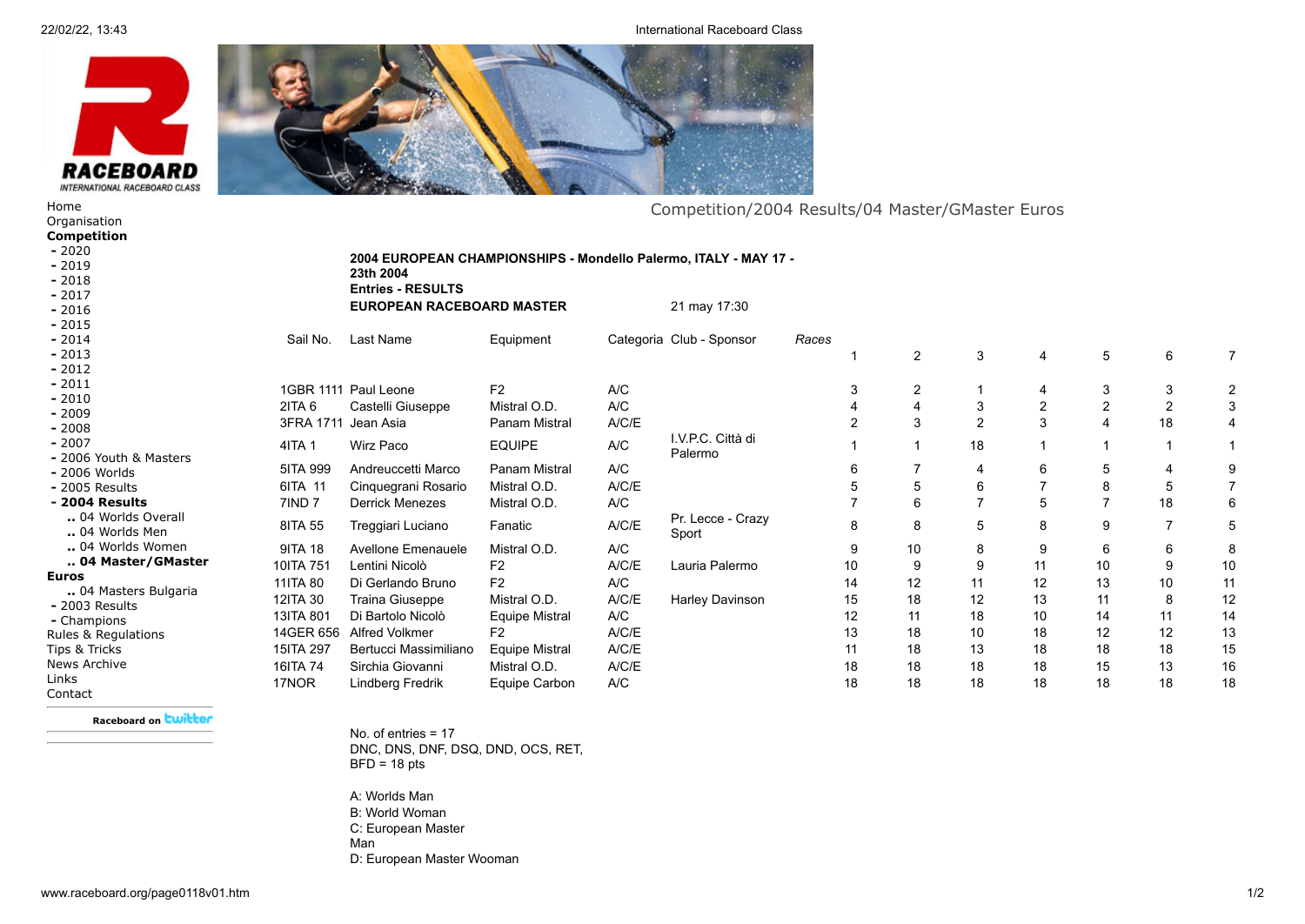RACEBOARD
INTERNATIONAL RACEBOARD CLASS

Home
Organisation
**Competition**
- 2020
- 2019
- 2018
- 2017
- 2016
- 2015
- 2014
- 2013
- 2012
- 2011
- 2010
- 2009
- 2008
- 2007
- 2006 Youth & Masters
- 2006 Worlds
- 2005 Results
- **2004 Results**
  - .. 04 Worlds Overall
  - .. 04 Worlds Men
  - .. 04 Worlds Women
  - **.. 04 Master/GMaster Euros**
  - .. 04 Masters Bulgaria
- 2003 Results
- Champions

Rules & Regulations
Tips & Tricks
News Archive
Links
Contact

Raceboard on twitter

Competition/2004 Results/04 Master/GMaster Euros

**2004 EUROPEAN CHAMPIONSHIPS - Mondello Palermo, ITALY - MAY 17 - 23th 2004**
**Entries - RESULTS**
**EUROPEAN RACEBOARD MASTER** 21 may 17:30

| Sail No. | Last Name | Equipment | Categoria | Club - Sponsor | Races 1 | 2 | 3 | 4 | 5 | 6 | 7 |
|---|---|---|---|---|---|---|---|---|---|---|---|
| 1GBR 1111 | Paul Leone | F2 | A/C | | 3 | 2 | 1 | 4 | 3 | 3 | 2 |
| 2ITA 6 | Castelli Giuseppe | Mistral O.D. | A/C | | 4 | 4 | 3 | 2 | 2 | 2 | 3 |
| 3FRA 1711 | Jean Asia | Panam Mistral | A/C/E | | 2 | 3 | 2 | 3 | 4 | 18 | 4 |
| 4ITA 1 | Wirz Paco | EQUIPE | A/C | I.V.P.C. Città di Palermo | 1 | 1 | 18 | 1 | 1 | 1 | 1 |
| 5ITA 999 | Andreuccetti Marco | Panam Mistral | A/C | | 6 | 7 | 4 | 6 | 5 | 4 | 9 |
| 6ITA 11 | Cinquegrani Rosario | Mistral O.D. | A/C/E | | 5 | 5 | 6 | 7 | 8 | 5 | 7 |
| 7IND 7 | Derrick Menezes | Mistral O.D. | A/C | | 7 | 6 | 7 | 5 | 7 | 18 | 6 |
| 8ITA 55 | Treggiari Luciano | Fanatic | A/C/E | Pr. Lecce - Crazy Sport | 8 | 8 | 5 | 8 | 9 | 7 | 5 |
| 9ITA 18 | Avellone Emenauele | Mistral O.D. | A/C | | 9 | 10 | 8 | 9 | 6 | 6 | 8 |
| 10ITA 751 | Lentini Nicolò | F2 | A/C/E | Lauria Palermo | 10 | 9 | 9 | 11 | 10 | 9 | 10 |
| 11ITA 80 | Di Gerlando Bruno | F2 | A/C | | 14 | 12 | 11 | 12 | 13 | 10 | 11 |
| 12ITA 30 | Traina Giuseppe | Mistral O.D. | A/C/E | Harley Davinson | 15 | 18 | 12 | 13 | 11 | 8 | 12 |
| 13ITA 801 | Di Bartolo Nicolò | Equipe Mistral | A/C | | 12 | 11 | 18 | 10 | 14 | 11 | 14 |
| 14GER 656 | Alfred Volkmer | F2 | A/C/E | | 13 | 18 | 10 | 18 | 12 | 12 | 13 |
| 15ITA 297 | Bertucci Massimiliano | Equipe Mistral | A/C/E | | 11 | 18 | 13 | 18 | 18 | 18 | 15 |
| 16ITA 74 | Sirchia Giovanni | Mistral O.D. | A/C/E | | 18 | 18 | 18 | 18 | 15 | 13 | 16 |
| 17NOR | Lindberg Fredrik | Equipe Carbon | A/C | | 18 | 18 | 18 | 18 | 18 | 18 | 18 |

No. of entries = 17
DNC, DNS, DNF, DSQ, DND, OCS, RET, BFD = 18 pts

A: Worlds Man
B: World Woman
C: European Master Man
D: European Master Wooman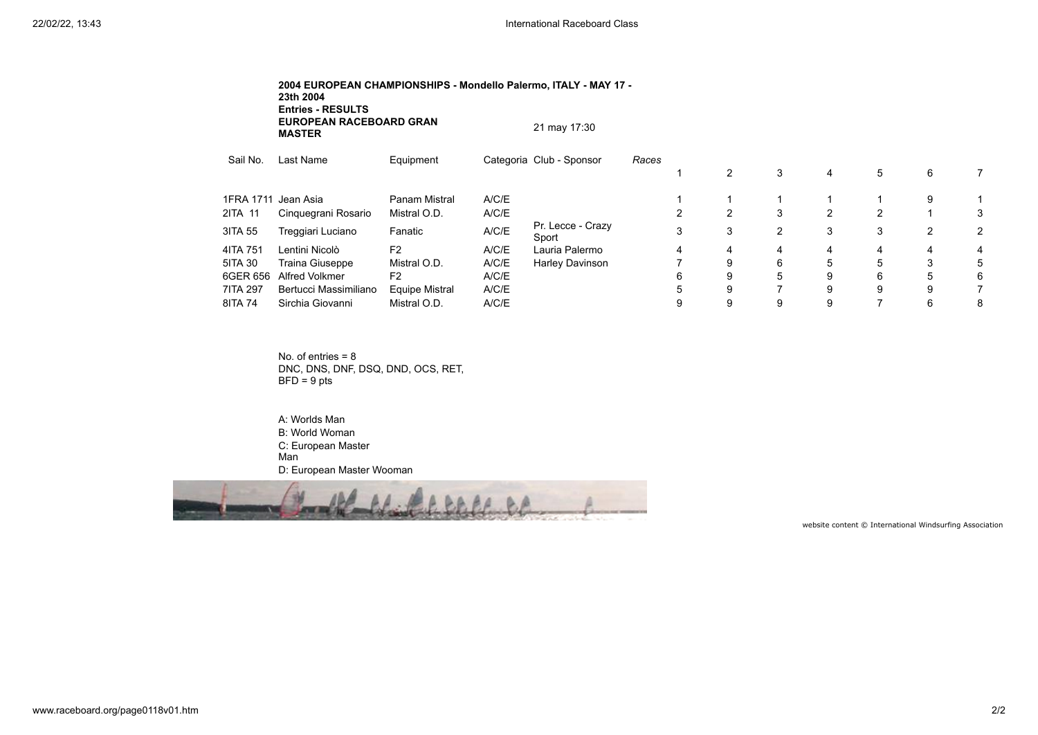**2004 EUROPEAN CHAMPIONSHIPS - Mondello Palermo, ITALY - MAY 17 - 23th 2004**
**Entries - RESULTS**
**EUROPEAN RACEBOARD GRAN MASTER**

21 may 17:30

| | Sail No. | Last Name | Equipment | Categoria | Club - Sponsor | Races 1 | 2 | 3 | 4 | 5 | 6 | 7 |
|---|---|---|---|---|---|---|---|---|---|---|---|---|
| 1 | FRA 1711 | Jean Asia | Panam Mistral | A/C/E | | 1 | 1 | 1 | 1 | 1 | 9 | 1 |
| 2 | ITA 11 | Cinquegrani Rosario | Mistral O.D. | A/C/E | | 2 | 2 | 3 | 2 | 2 | 1 | 3 |
| 3 | ITA 55 | Treggiari Luciano | Fanatic | A/C/E | Pr. Lecce - Crazy Sport | 3 | 3 | 2 | 3 | 3 | 2 | 2 |
| 4 | ITA 751 | Lentini Nicolò | F2 | A/C/E | Lauria Palermo | 4 | 4 | 4 | 4 | 4 | 4 | 4 |
| 5 | ITA 30 | Traina Giuseppe | Mistral O.D. | A/C/E | Harley Davinson | 7 | 9 | 6 | 5 | 5 | 3 | 5 |
| 6 | GER 656 | Alfred Volkmer | F2 | A/C/E | | 6 | 9 | 5 | 9 | 6 | 5 | 6 |
| 7 | ITA 297 | Bertucci Massimiliano | Equipe Mistral | A/C/E | | 5 | 9 | 7 | 9 | 9 | 9 | 7 |
| 8 | ITA 74 | Sirchia Giovanni | Mistral O.D. | A/C/E | | 9 | 9 | 9 | 9 | 7 | 6 | 8 |

No. of entries = 8
DNC, DNS, DNF, DSQ, DND, OCS, RET, BFD = 9 pts

A: Worlds Man
B: World Woman
C: European Master Man
D: European Master Wooman

website content © International Windsurfing Association